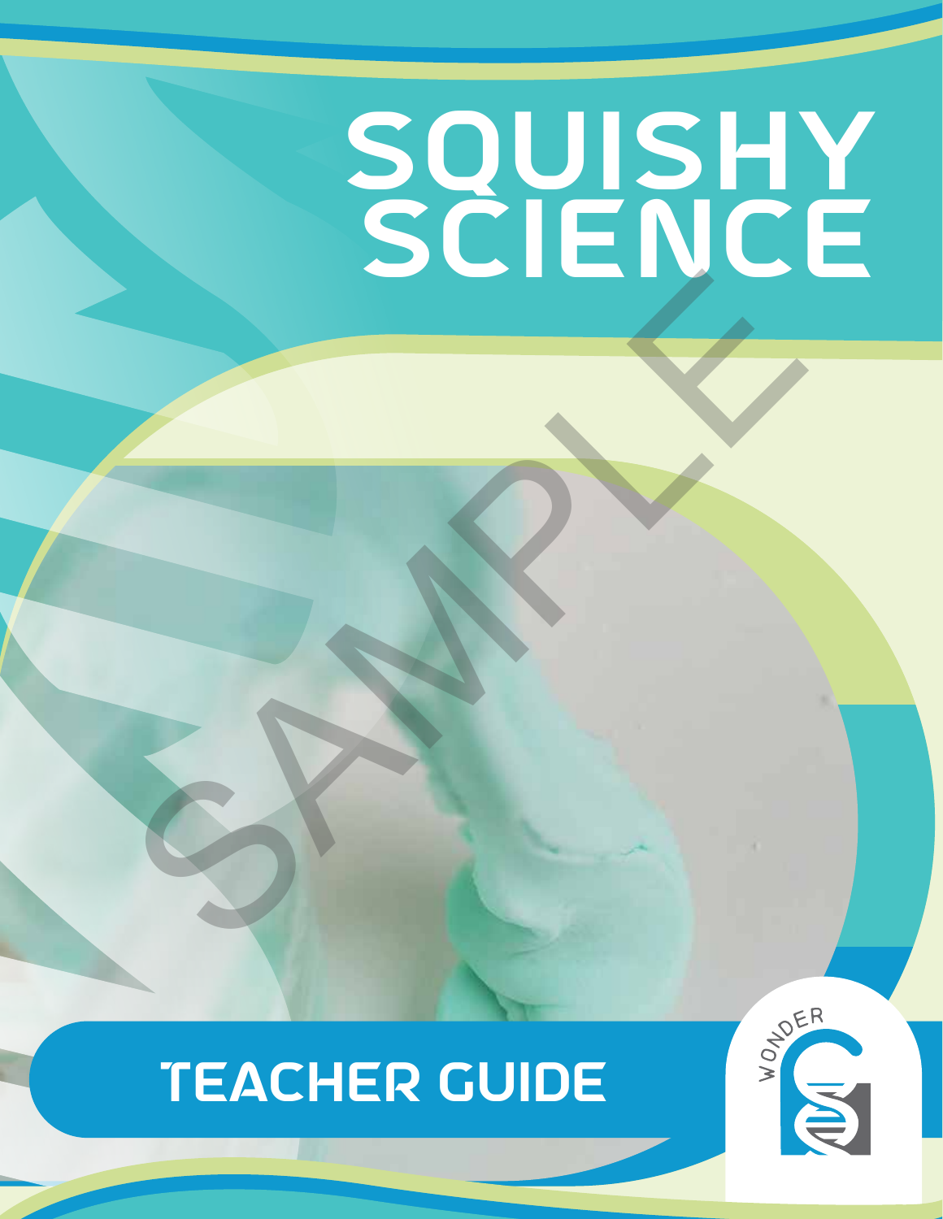# SQUISHY SCIENCE

## TEACHER GUIDE

WONDER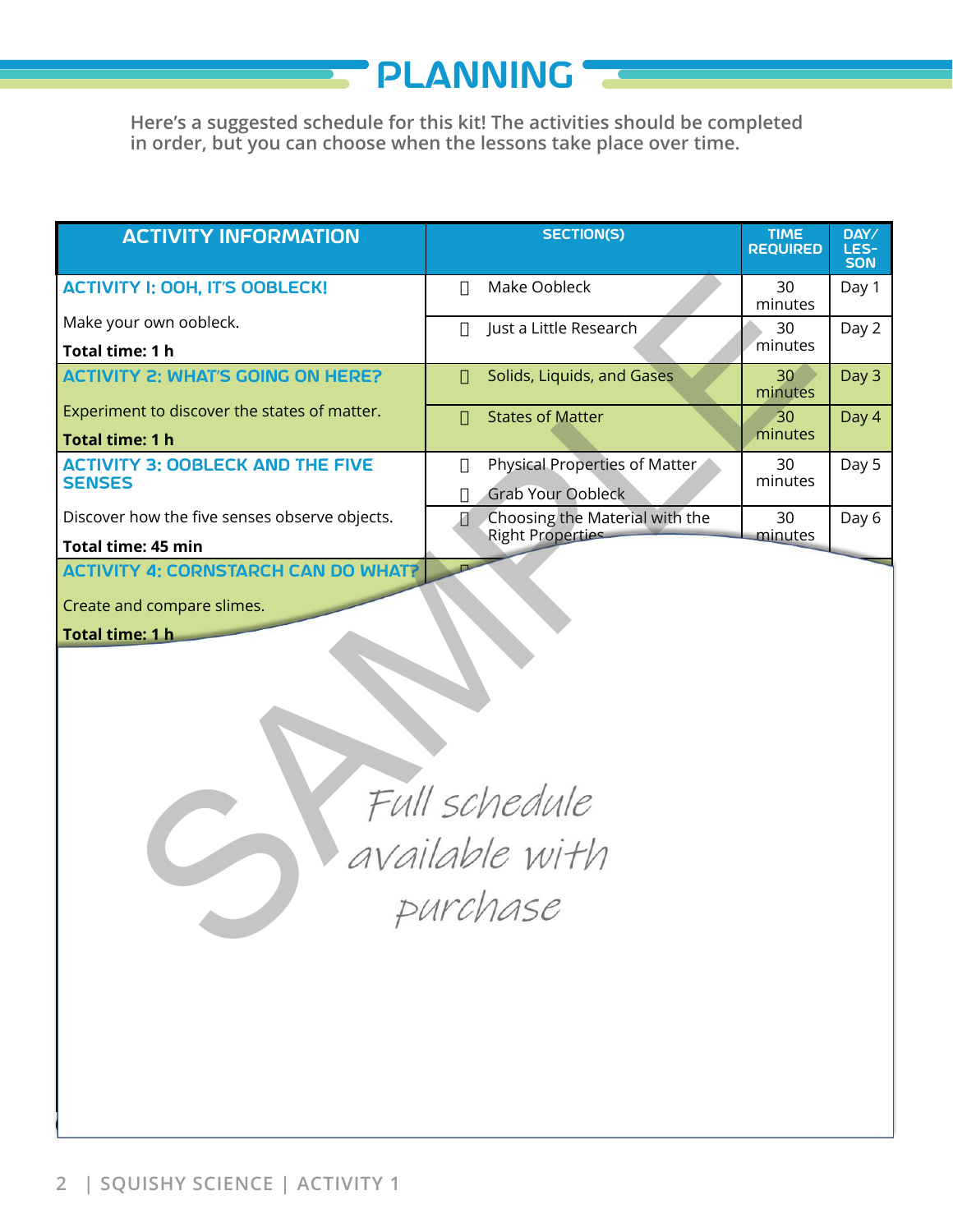# PLANNING

Here's a suggested schedule for this kit! The activities should be completed in order, but you can choose when the lessons take place over time.

| ACTIVITY INFORMATION | SECTION(S) | TIME REQUIRED | DAY/ LESSON |
|---|---|---|---|
| **ACTIVITY 1: OOH, IT'S OOBLECK!** Make your own oobleck. **Total time: 1 h** | Make Oobleck | 30 minutes | Day 1 |
| | Just a Little Research | 30 minutes | Day 2 |
| **ACTIVITY 2: WHAT'S GOING ON HERE?** Experiment to discover the states of matter. **Total time: 1 h** | Solids, Liquids, and Gases | 30 minutes | Day 3 |
| | States of Matter | 30 minutes | Day 4 |
| **ACTIVITY 3: OOBLECK AND THE FIVE SENSES** Discover how the five senses observe objects. **Total time: 45 min** | Physical Properties of Matter<br>Grab Your Oobleck | 30 minutes | Day 5 |
| | Choosing the Material with the Right Properties | 30 minutes | Day 6 |
| **ACTIVITY 4: CORNSTARCH CAN DO WHAT?** Create and compare slimes. **Total time: 1 h** | | | |

SAMPLE

Full schedule available with purchase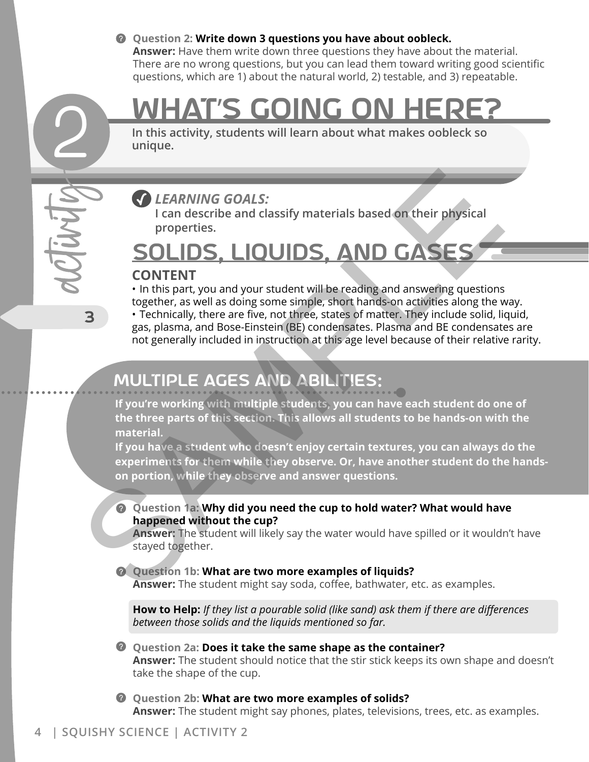**Question 2: Write down 3 questions you have about oobleck.**
**Answer:** Have them write down three questions they have about the material. There are no wrong questions, but you can lead them toward writing good scientific questions, which are 1) about the natural world, 2) testable, and 3) repeatable.

# activity 2: WHAT'S GOING ON HERE?

In this activity, students will learn about what makes oobleck so unique.

***LEARNING GOALS:***
**I can describe and classify materials based on their physical properties.**

## SOLIDS, LIQUIDS, AND GASES

### CONTENT

- In this part, you and your student will be reading and answering questions together, as well as doing some simple, short hands-on activities along the way.
- Technically, there are five, not three, states of matter. They include solid, liquid, gas, plasma, and Bose-Einstein (BE) condensates. Plasma and BE condensates are not generally included in instruction at this age level because of their relative rarity.

### MULTIPLE AGES AND ABILITIES:

**If you're working with multiple students, you can have each student do one of the three parts of this section. This allows all students to be hands-on with the material.**
**If you have a student who doesn't enjoy certain textures, you can always do the experiments for them while they observe. Or, have another student do the hands-on portion, while they observe and answer questions.**

**Question 1a: Why did you need the cup to hold water? What would have happened without the cup?**
**Answer:** The student will likely say the water would have spilled or it wouldn't have stayed together.

**Question 1b: What are two more examples of liquids?**
**Answer:** The student might say soda, coffee, bathwater, etc. as examples.

> **How to Help:** *If they list a pourable solid (like sand) ask them if there are differences between those solids and the liquids mentioned so far.*

**Question 2a: Does it take the same shape as the container?**
**Answer:** The student should notice that the stir stick keeps its own shape and doesn't take the shape of the cup.

**Question 2b: What are two more examples of solids?**
**Answer:** The student might say phones, plates, televisions, trees, etc. as examples.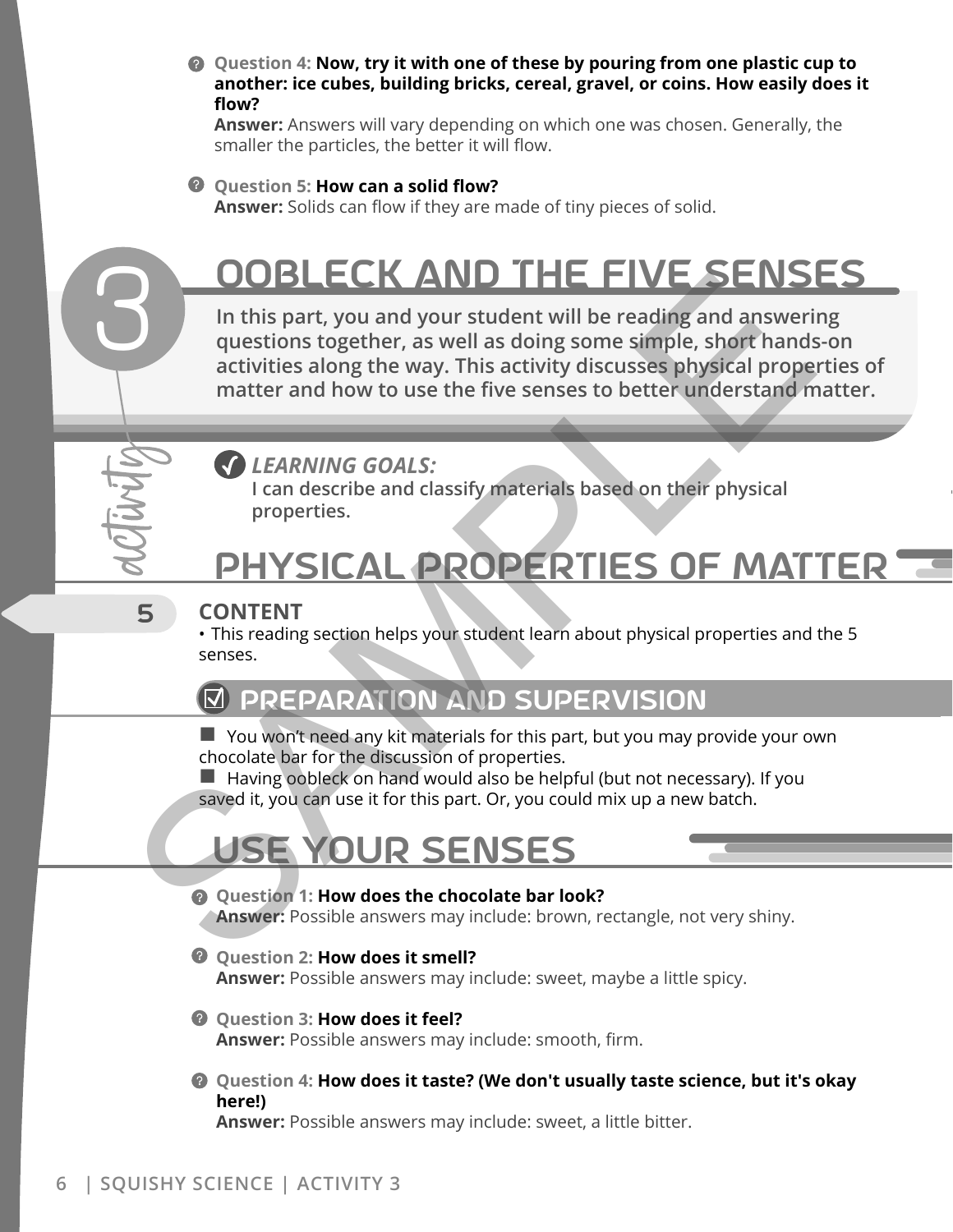**Question 4: Now, try it with one of these by pouring from one plastic cup to another: ice cubes, building bricks, cereal, gravel, or coins. How easily does it flow?**
**Answer:** Answers will vary depending on which one was chosen. Generally, the smaller the particles, the better it will flow.

**Question 5: How can a solid flow?**
**Answer:** Solids can flow if they are made of tiny pieces of solid.

# 3 activity — OOBLECK AND THE FIVE SENSES

**In this part, you and your student will be reading and answering questions together, as well as doing some simple, short hands-on activities along the way. This activity discusses physical properties of matter and how to use the five senses to better understand matter.**

***LEARNING GOALS:***
**I can describe and classify materials based on their physical properties.**

## PHYSICAL PROPERTIES OF MATTER

5

**CONTENT**

- This reading section helps your student learn about physical properties and the 5 senses.

### PREPARATION AND SUPERVISION

- You won't need any kit materials for this part, but you may provide your own chocolate bar for the discussion of properties.
- Having oobleck on hand would also be helpful (but not necessary). If you saved it, you can use it for this part. Or, you could mix up a new batch.

## USE YOUR SENSES

**Question 1: How does the chocolate bar look?**
**Answer:** Possible answers may include: brown, rectangle, not very shiny.

**Question 2: How does it smell?**
**Answer:** Possible answers may include: sweet, maybe a little spicy.

**Question 3: How does it feel?**
**Answer:** Possible answers may include: smooth, firm.

**Question 4: How does it taste? (We don't usually taste science, but it's okay here!)**
**Answer:** Possible answers may include: sweet, a little bitter.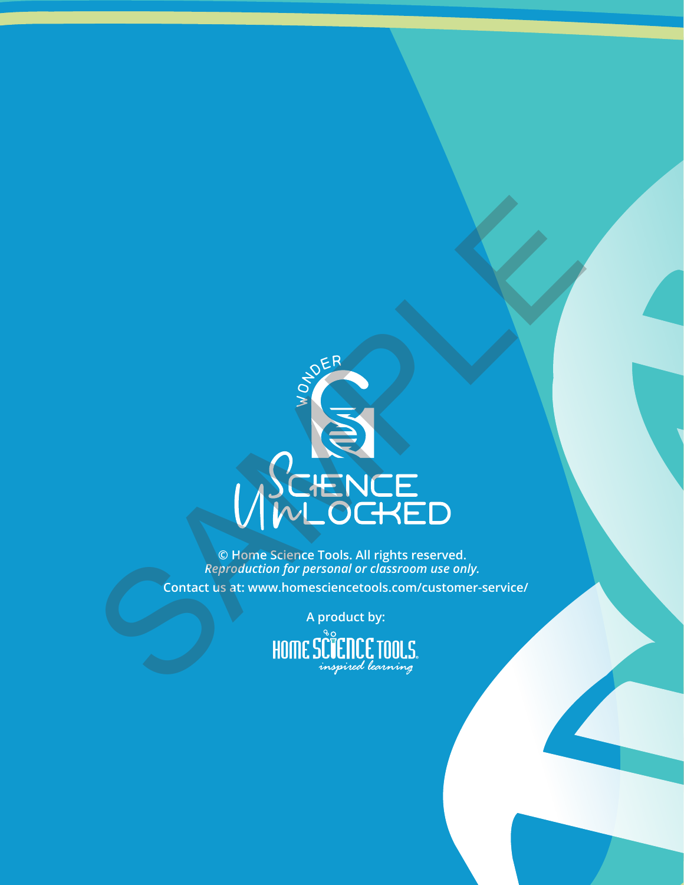WONDER

SCIENCE UNLOCKED

**© Home Science Tools. All rights reserved.**
***Reproduction for personal or classroom use only.***
**Contact us at: www.homesciencetools.com/customer-service/**

**A product by:**

HOME SCIENCE TOOLS
*inspired learning*